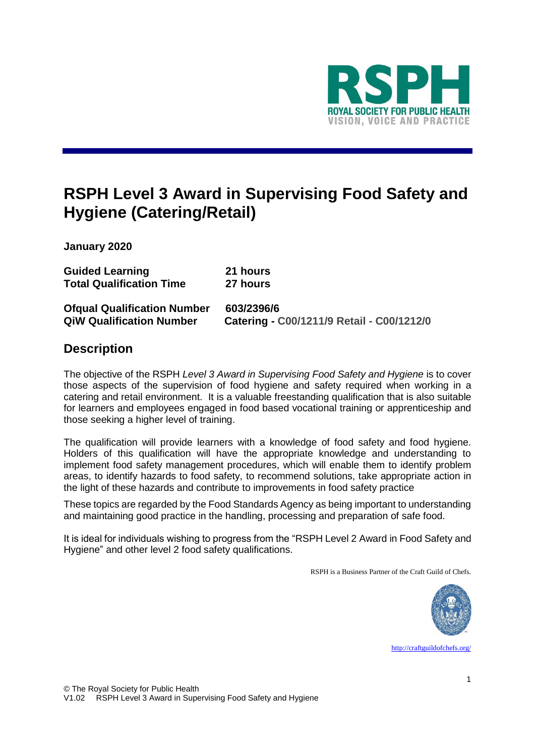# RSPH Level 3 Award in Supervising Food Safety and Hygiene (Catering/Retail)

**January 2020**

**Guided Learning** **21 hours**
**Total Qualification Time** **27 hours**

**Ofqual Qualification Number** **603/2396/6**
**QiW Qualification Number** **Catering - C00/1211/9 Retail - C00/1212/0**

## Description

The objective of the RSPH *Level 3 Award in Supervising Food Safety and Hygiene* is to cover those aspects of the supervision of food hygiene and safety required when working in a catering and retail environment. It is a valuable freestanding qualification that is also suitable for learners and employees engaged in food based vocational training or apprenticeship and those seeking a higher level of training.

The qualification will provide learners with a knowledge of food safety and food hygiene. Holders of this qualification will have the appropriate knowledge and understanding to implement food safety management procedures, which will enable them to identify problem areas, to identify hazards to food safety, to recommend solutions, take appropriate action in the light of these hazards and contribute to improvements in food safety practice

These topics are regarded by the Food Standards Agency as being important to understanding and maintaining good practice in the handling, processing and preparation of safe food.

It is ideal for individuals wishing to progress from the "RSPH Level 2 Award in Food Safety and Hygiene" and other level 2 food safety qualifications.

RSPH is a Business Partner of the Craft Guild of Chefs.

http://craftguildofchefs.org/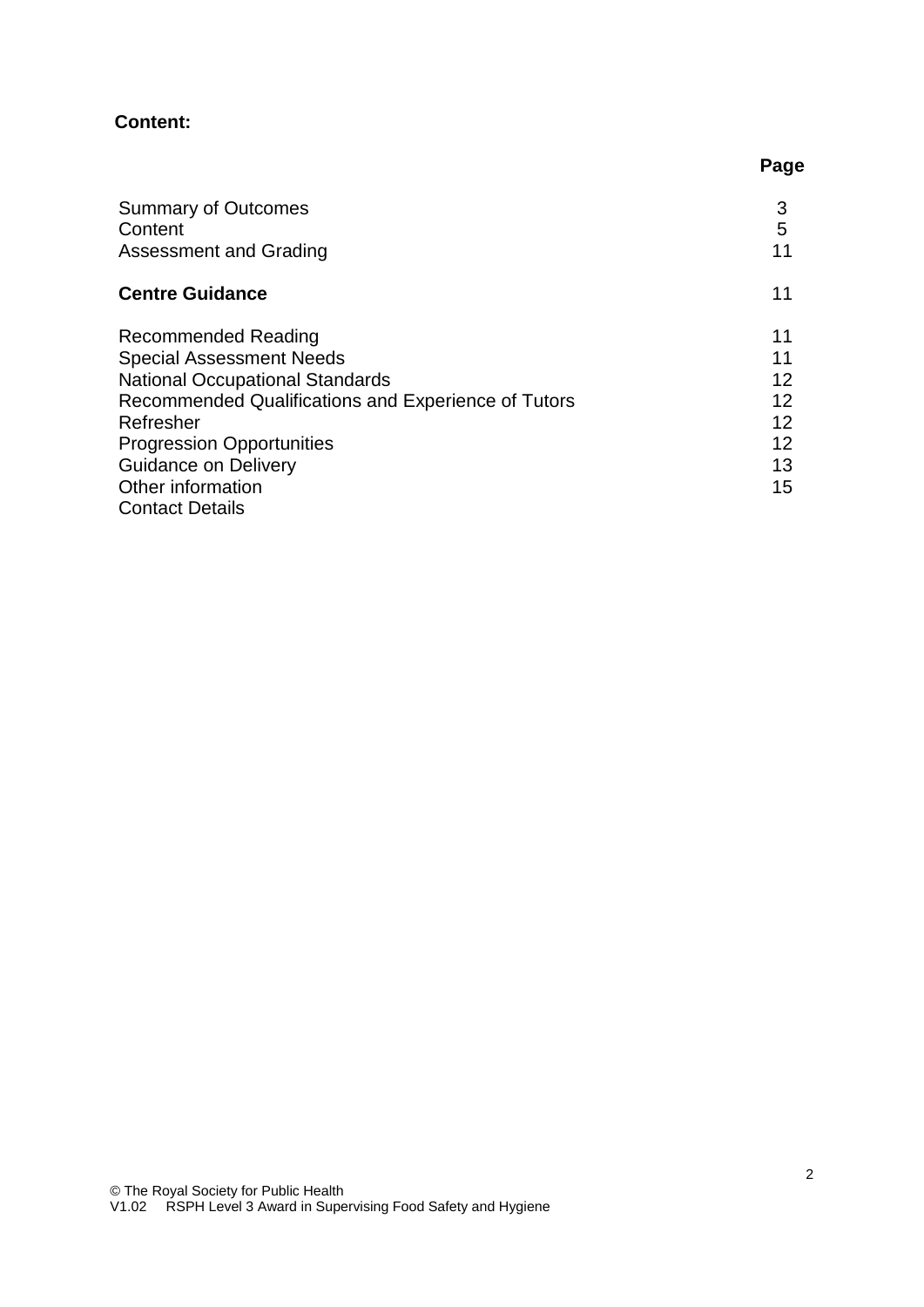**Content:**

| | Page |
|---|---|
| Summary of Outcomes | 3 |
| Content | 5 |
| Assessment and Grading | 11 |
| **Centre Guidance** | 11 |
| Recommended Reading | 11 |
| Special Assessment Needs | 11 |
| National Occupational Standards | 12 |
| Recommended Qualifications and Experience of Tutors | 12 |
| Refresher | 12 |
| Progression Opportunities | 12 |
| Guidance on Delivery | 13 |
| Other information | 15 |
| Contact Details | |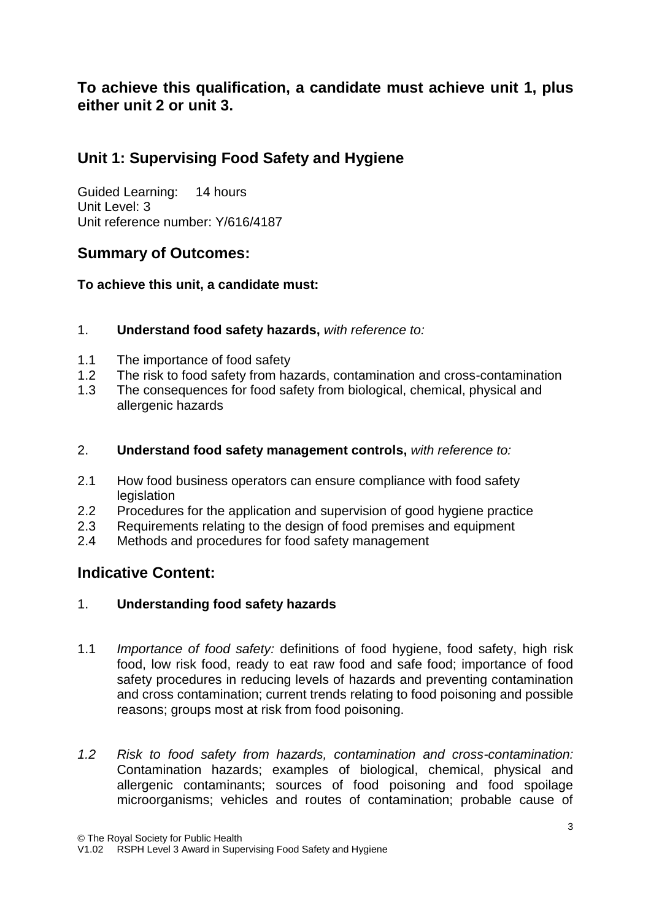**To achieve this qualification, a candidate must achieve unit 1, plus either unit 2 or unit 3.**

## Unit 1: Supervising Food Safety and Hygiene

Guided Learning: 14 hours
Unit Level: 3
Unit reference number: Y/616/4187

## Summary of Outcomes:

**To achieve this unit, a candidate must:**

1. **Understand food safety hazards,** *with reference to:*

1.1 The importance of food safety
1.2 The risk to food safety from hazards, contamination and cross-contamination
1.3 The consequences for food safety from biological, chemical, physical and allergenic hazards

2. **Understand food safety management controls,** *with reference to:*

2.1 How food business operators can ensure compliance with food safety legislation
2.2 Procedures for the application and supervision of good hygiene practice
2.3 Requirements relating to the design of food premises and equipment
2.4 Methods and procedures for food safety management

## Indicative Content:

1. **Understanding food safety hazards**

1.1 *Importance of food safety:* definitions of food hygiene, food safety, high risk food, low risk food, ready to eat raw food and safe food; importance of food safety procedures in reducing levels of hazards and preventing contamination and cross contamination; current trends relating to food poisoning and possible reasons; groups most at risk from food poisoning.

*1.2 Risk to food safety from hazards, contamination and cross-contamination:* Contamination hazards; examples of biological, chemical, physical and allergenic contaminants; sources of food poisoning and food spoilage microorganisms; vehicles and routes of contamination; probable cause of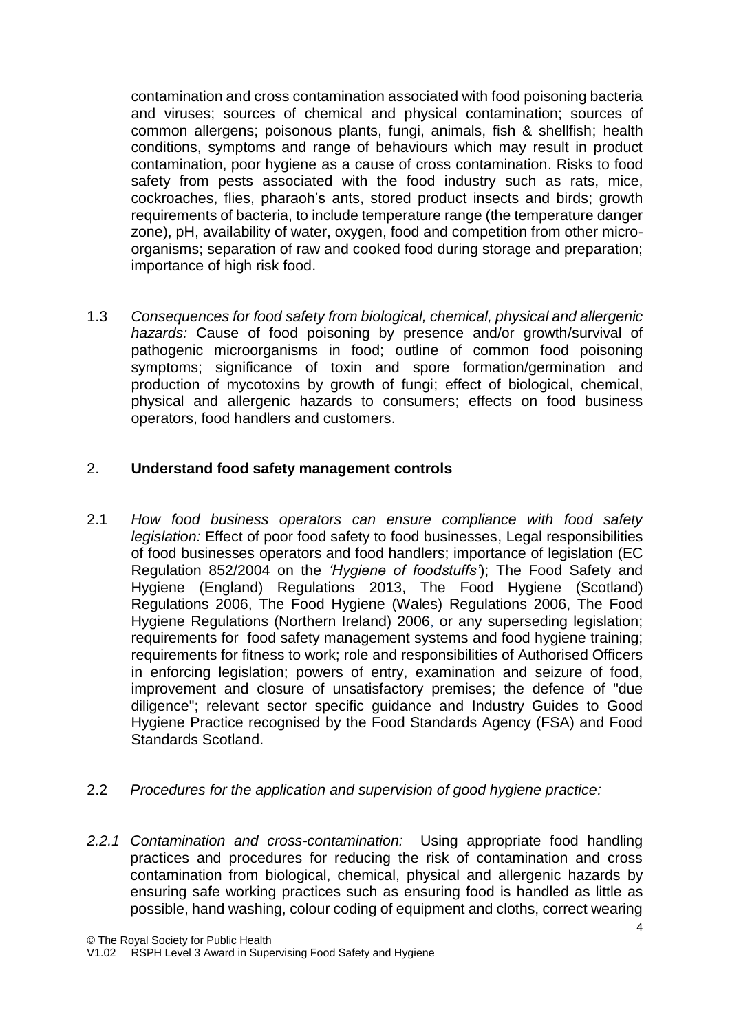contamination and cross contamination associated with food poisoning bacteria and viruses; sources of chemical and physical contamination; sources of common allergens; poisonous plants, fungi, animals, fish & shellfish; health conditions, symptoms and range of behaviours which may result in product contamination, poor hygiene as a cause of cross contamination. Risks to food safety from pests associated with the food industry such as rats, mice, cockroaches, flies, pharaoh's ants, stored product insects and birds; growth requirements of bacteria, to include temperature range (the temperature danger zone), pH, availability of water, oxygen, food and competition from other micro-organisms; separation of raw and cooked food during storage and preparation; importance of high risk food.

1.3 *Consequences for food safety from biological, chemical, physical and allergenic hazards:* Cause of food poisoning by presence and/or growth/survival of pathogenic microorganisms in food; outline of common food poisoning symptoms; significance of toxin and spore formation/germination and production of mycotoxins by growth of fungi; effect of biological, chemical, physical and allergenic hazards to consumers; effects on food business operators, food handlers and customers.

## 2. **Understand food safety management controls**

2.1 *How food business operators can ensure compliance with food safety legislation:* Effect of poor food safety to food businesses, Legal responsibilities of food businesses operators and food handlers; importance of legislation (EC Regulation 852/2004 on the *'Hygiene of foodstuffs'*); The Food Safety and Hygiene (England) Regulations 2013, The Food Hygiene (Scotland) Regulations 2006, The Food Hygiene (Wales) Regulations 2006, The Food Hygiene Regulations (Northern Ireland) 2006, or any superseding legislation; requirements for food safety management systems and food hygiene training; requirements for fitness to work; role and responsibilities of Authorised Officers in enforcing legislation; powers of entry, examination and seizure of food, improvement and closure of unsatisfactory premises; the defence of "due diligence"; relevant sector specific guidance and Industry Guides to Good Hygiene Practice recognised by the Food Standards Agency (FSA) and Food Standards Scotland.

2.2 *Procedures for the application and supervision of good hygiene practice:*

*2.2.1 Contamination and cross-contamination:* Using appropriate food handling practices and procedures for reducing the risk of contamination and cross contamination from biological, chemical, physical and allergenic hazards by ensuring safe working practices such as ensuring food is handled as little as possible, hand washing, colour coding of equipment and cloths, correct wearing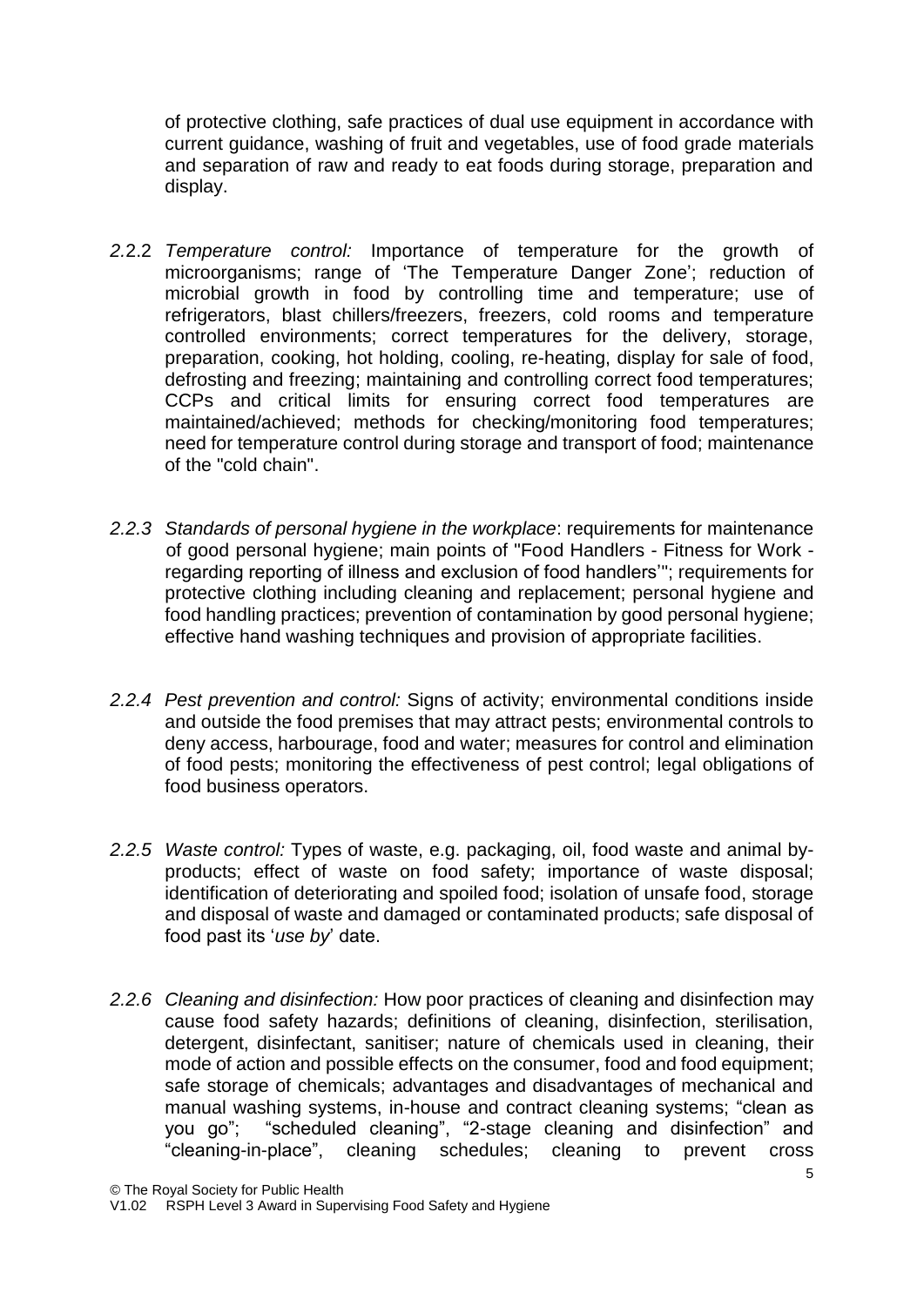of protective clothing, safe practices of dual use equipment in accordance with current guidance, washing of fruit and vegetables, use of food grade materials and separation of raw and ready to eat foods during storage, preparation and display.

*2.2.2 Temperature control:* Importance of temperature for the growth of microorganisms; range of 'The Temperature Danger Zone'; reduction of microbial growth in food by controlling time and temperature; use of refrigerators, blast chillers/freezers, freezers, cold rooms and temperature controlled environments; correct temperatures for the delivery, storage, preparation, cooking, hot holding, cooling, re-heating, display for sale of food, defrosting and freezing; maintaining and controlling correct food temperatures; CCPs and critical limits for ensuring correct food temperatures are maintained/achieved; methods for checking/monitoring food temperatures; need for temperature control during storage and transport of food; maintenance of the "cold chain".

*2.2.3 Standards of personal hygiene in the workplace*: requirements for maintenance of good personal hygiene; main points of "Food Handlers - Fitness for Work - regarding reporting of illness and exclusion of food handlers'"; requirements for protective clothing including cleaning and replacement; personal hygiene and food handling practices; prevention of contamination by good personal hygiene; effective hand washing techniques and provision of appropriate facilities.

*2.2.4 Pest prevention and control:* Signs of activity; environmental conditions inside and outside the food premises that may attract pests; environmental controls to deny access, harbourage, food and water; measures for control and elimination of food pests; monitoring the effectiveness of pest control; legal obligations of food business operators.

*2.2.5 Waste control:* Types of waste, e.g. packaging, oil, food waste and animal by-products; effect of waste on food safety; importance of waste disposal; identification of deteriorating and spoiled food; isolation of unsafe food, storage and disposal of waste and damaged or contaminated products; safe disposal of food past its '*use by*' date.

*2.2.6 Cleaning and disinfection:* How poor practices of cleaning and disinfection may cause food safety hazards; definitions of cleaning, disinfection, sterilisation, detergent, disinfectant, sanitiser; nature of chemicals used in cleaning, their mode of action and possible effects on the consumer, food and food equipment; safe storage of chemicals; advantages and disadvantages of mechanical and manual washing systems, in-house and contract cleaning systems; "clean as you go"; "scheduled cleaning", "2-stage cleaning and disinfection" and "cleaning-in-place", cleaning schedules; cleaning to prevent cross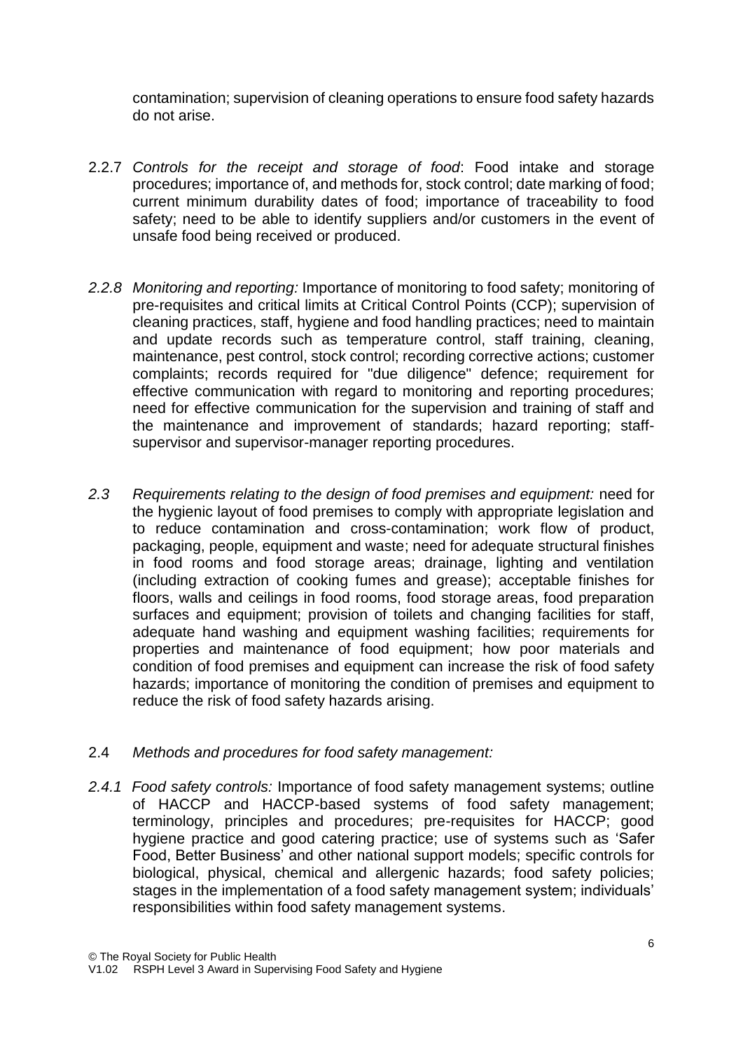contamination; supervision of cleaning operations to ensure food safety hazards do not arise.

2.2.7 *Controls for the receipt and storage of food*: Food intake and storage procedures; importance of, and methods for, stock control; date marking of food; current minimum durability dates of food; importance of traceability to food safety; need to be able to identify suppliers and/or customers in the event of unsafe food being received or produced.

*2.2.8 Monitoring and reporting:* Importance of monitoring to food safety; monitoring of pre-requisites and critical limits at Critical Control Points (CCP); supervision of cleaning practices, staff, hygiene and food handling practices; need to maintain and update records such as temperature control, staff training, cleaning, maintenance, pest control, stock control; recording corrective actions; customer complaints; records required for "due diligence" defence; requirement for effective communication with regard to monitoring and reporting procedures; need for effective communication for the supervision and training of staff and the maintenance and improvement of standards; hazard reporting; staff-supervisor and supervisor-manager reporting procedures.

*2.3 Requirements relating to the design of food premises and equipment:* need for the hygienic layout of food premises to comply with appropriate legislation and to reduce contamination and cross-contamination; work flow of product, packaging, people, equipment and waste; need for adequate structural finishes in food rooms and food storage areas; drainage, lighting and ventilation (including extraction of cooking fumes and grease); acceptable finishes for floors, walls and ceilings in food rooms, food storage areas, food preparation surfaces and equipment; provision of toilets and changing facilities for staff, adequate hand washing and equipment washing facilities; requirements for properties and maintenance of food equipment; how poor materials and condition of food premises and equipment can increase the risk of food safety hazards; importance of monitoring the condition of premises and equipment to reduce the risk of food safety hazards arising.

2.4 *Methods and procedures for food safety management:*

*2.4.1 Food safety controls:* Importance of food safety management systems; outline of HACCP and HACCP-based systems of food safety management; terminology, principles and procedures; pre-requisites for HACCP; good hygiene practice and good catering practice; use of systems such as 'Safer Food, Better Business' and other national support models; specific controls for biological, physical, chemical and allergenic hazards; food safety policies; stages in the implementation of a food safety management system; individuals' responsibilities within food safety management systems.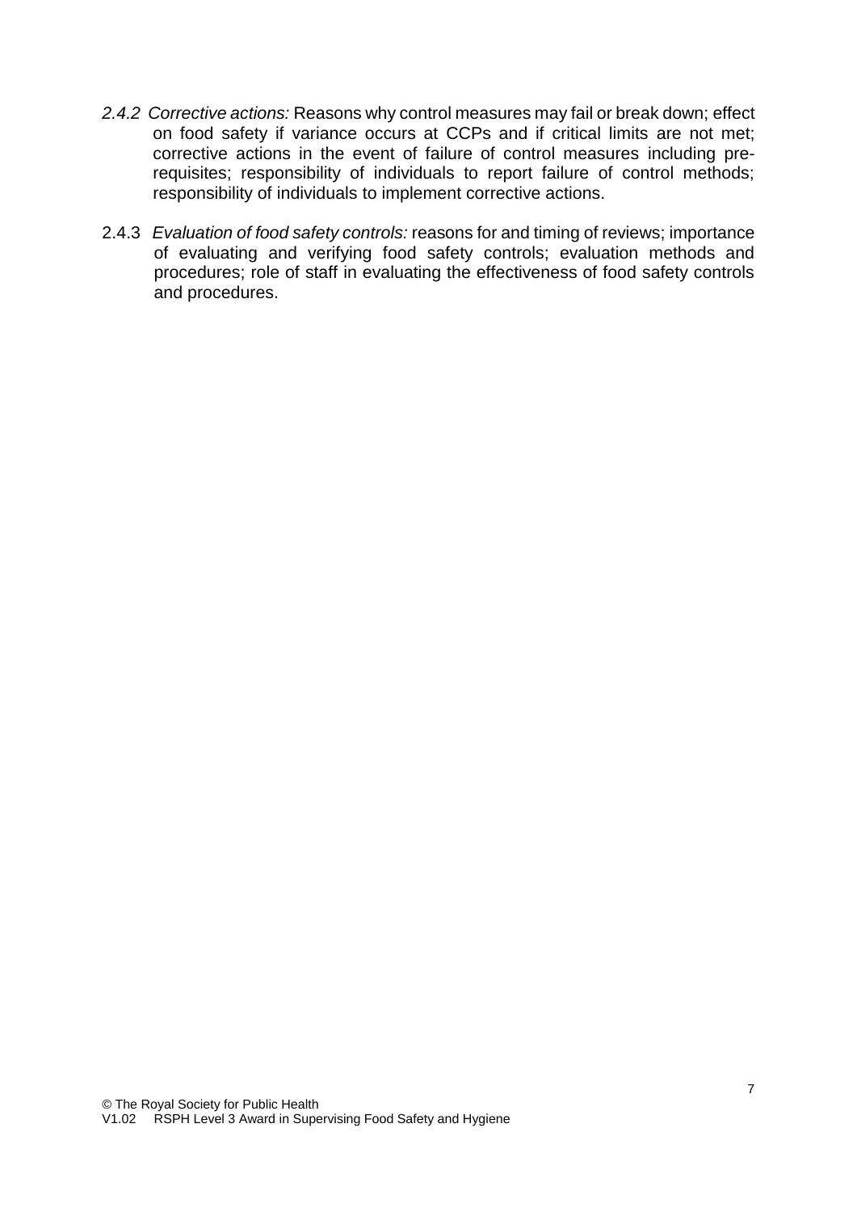*2.4.2 Corrective actions:* Reasons why control measures may fail or break down; effect on food safety if variance occurs at CCPs and if critical limits are not met; corrective actions in the event of failure of control measures including pre-requisites; responsibility of individuals to report failure of control methods; responsibility of individuals to implement corrective actions.

2.4.3 *Evaluation of food safety controls:* reasons for and timing of reviews; importance of evaluating and verifying food safety controls; evaluation methods and procedures; role of staff in evaluating the effectiveness of food safety controls and procedures.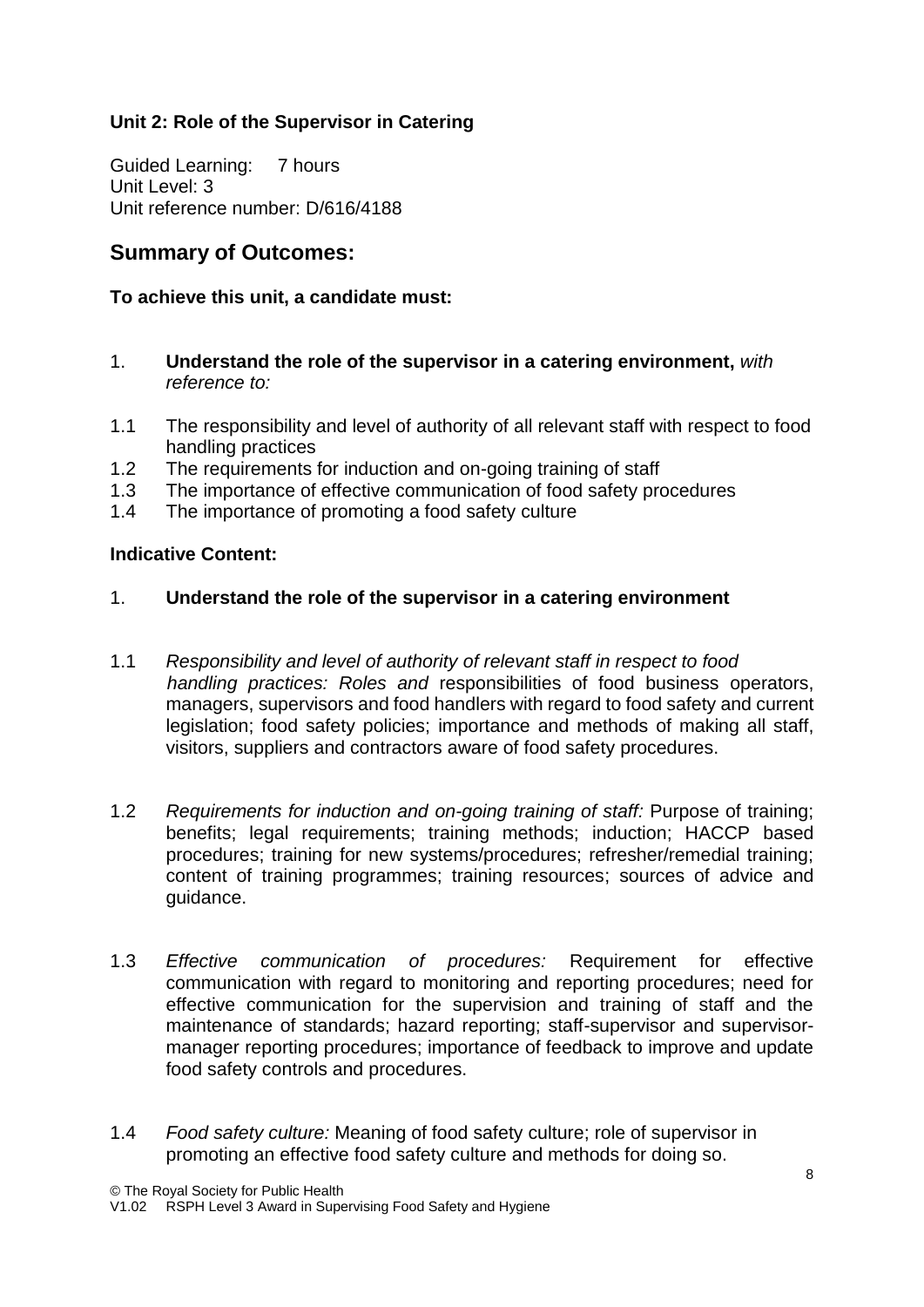**Unit 2: Role of the Supervisor in Catering**

Guided Learning: 7 hours
Unit Level: 3
Unit reference number: D/616/4188

## Summary of Outcomes:

**To achieve this unit, a candidate must:**

1. **Understand the role of the supervisor in a catering environment,** *with reference to:*

1.1 The responsibility and level of authority of all relevant staff with respect to food handling practices
1.2 The requirements for induction and on-going training of staff
1.3 The importance of effective communication of food safety procedures
1.4 The importance of promoting a food safety culture

**Indicative Content:**

1. **Understand the role of the supervisor in a catering environment**

1.1 *Responsibility and level of authority of relevant staff in respect to food handling practices: Roles and* responsibilities of food business operators, managers, supervisors and food handlers with regard to food safety and current legislation; food safety policies; importance and methods of making all staff, visitors, suppliers and contractors aware of food safety procedures.

1.2 *Requirements for induction and on-going training of staff:* Purpose of training; benefits; legal requirements; training methods; induction; HACCP based procedures; training for new systems/procedures; refresher/remedial training; content of training programmes; training resources; sources of advice and guidance.

1.3 *Effective communication of procedures:* Requirement for effective communication with regard to monitoring and reporting procedures; need for effective communication for the supervision and training of staff and the maintenance of standards; hazard reporting; staff-supervisor and supervisor-manager reporting procedures; importance of feedback to improve and update food safety controls and procedures.

1.4 *Food safety culture:* Meaning of food safety culture; role of supervisor in promoting an effective food safety culture and methods for doing so.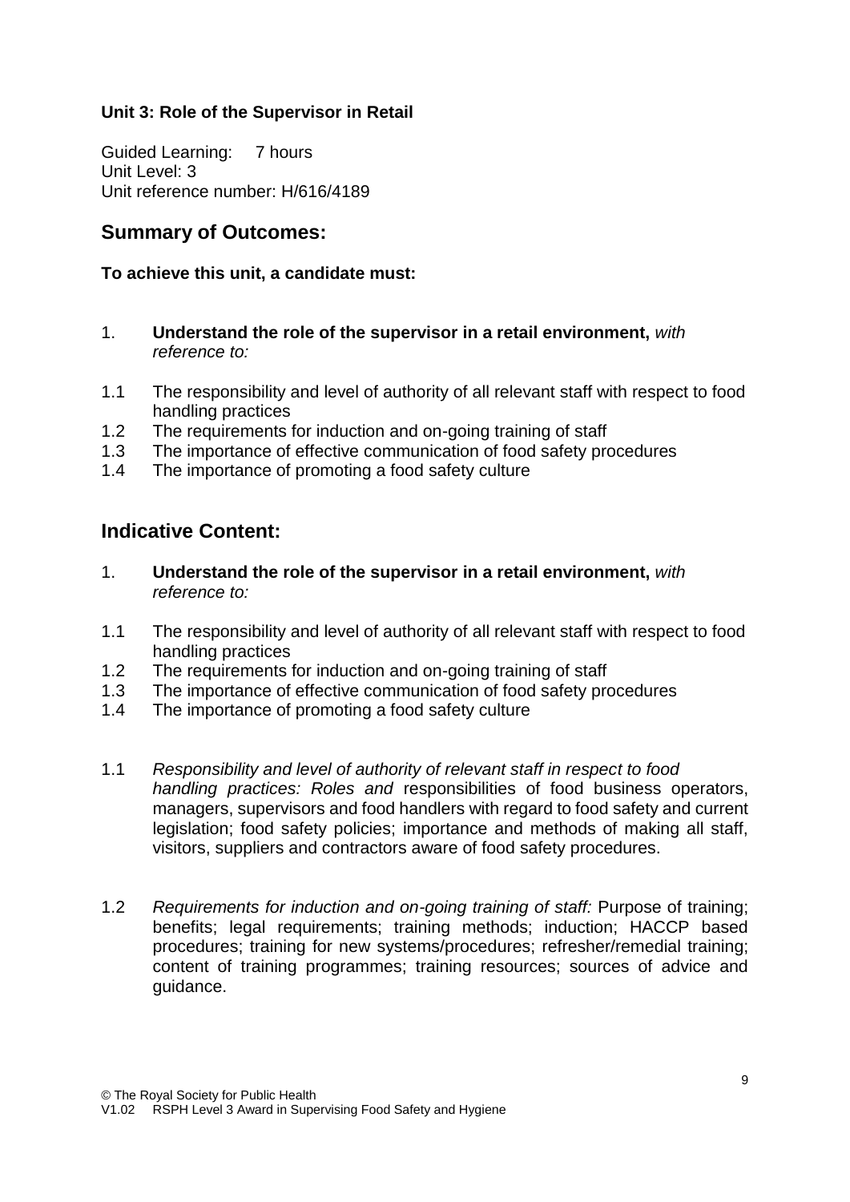**Unit 3: Role of the Supervisor in Retail**

Guided Learning: 7 hours
Unit Level: 3
Unit reference number: H/616/4189

## Summary of Outcomes:

**To achieve this unit, a candidate must:**

1. **Understand the role of the supervisor in a retail environment,** *with reference to:*

1.1 The responsibility and level of authority of all relevant staff with respect to food handling practices
1.2 The requirements for induction and on-going training of staff
1.3 The importance of effective communication of food safety procedures
1.4 The importance of promoting a food safety culture

## Indicative Content:

1. **Understand the role of the supervisor in a retail environment,** *with reference to:*

1.1 The responsibility and level of authority of all relevant staff with respect to food handling practices
1.2 The requirements for induction and on-going training of staff
1.3 The importance of effective communication of food safety procedures
1.4 The importance of promoting a food safety culture

1.1 *Responsibility and level of authority of relevant staff in respect to food handling practices: Roles and* responsibilities of food business operators, managers, supervisors and food handlers with regard to food safety and current legislation; food safety policies; importance and methods of making all staff, visitors, suppliers and contractors aware of food safety procedures.

1.2 *Requirements for induction and on-going training of staff:* Purpose of training; benefits; legal requirements; training methods; induction; HACCP based procedures; training for new systems/procedures; refresher/remedial training; content of training programmes; training resources; sources of advice and guidance.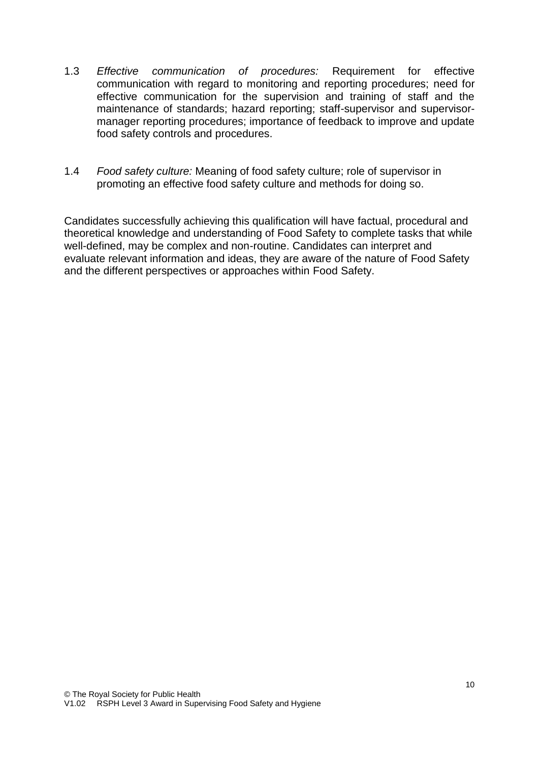1.3 *Effective communication of procedures:* Requirement for effective communication with regard to monitoring and reporting procedures; need for effective communication for the supervision and training of staff and the maintenance of standards; hazard reporting; staff-supervisor and supervisor-manager reporting procedures; importance of feedback to improve and update food safety controls and procedures.

1.4 *Food safety culture:* Meaning of food safety culture; role of supervisor in promoting an effective food safety culture and methods for doing so.

Candidates successfully achieving this qualification will have factual, procedural and theoretical knowledge and understanding of Food Safety to complete tasks that while well-defined, may be complex and non-routine. Candidates can interpret and evaluate relevant information and ideas, they are aware of the nature of Food Safety and the different perspectives or approaches within Food Safety.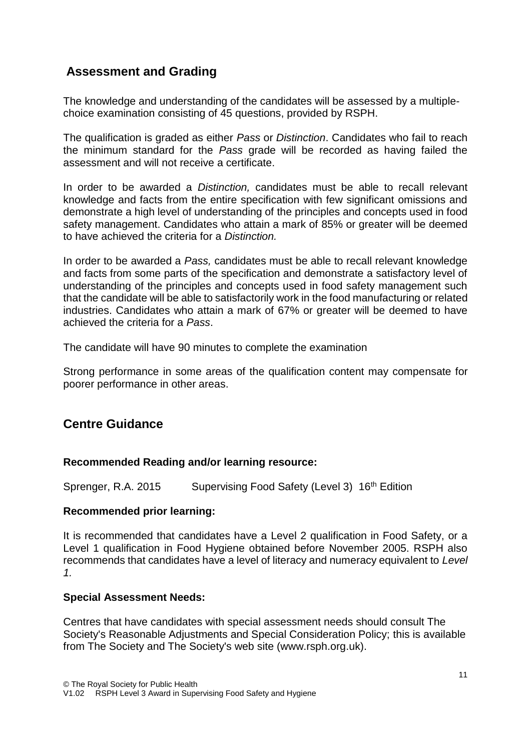## Assessment and Grading

The knowledge and understanding of the candidates will be assessed by a multiple-choice examination consisting of 45 questions, provided by RSPH.

The qualification is graded as either *Pass* or *Distinction*. Candidates who fail to reach the minimum standard for the *Pass* grade will be recorded as having failed the assessment and will not receive a certificate.

In order to be awarded a *Distinction,* candidates must be able to recall relevant knowledge and facts from the entire specification with few significant omissions and demonstrate a high level of understanding of the principles and concepts used in food safety management. Candidates who attain a mark of 85% or greater will be deemed to have achieved the criteria for a *Distinction.*

In order to be awarded a *Pass,* candidates must be able to recall relevant knowledge and facts from some parts of the specification and demonstrate a satisfactory level of understanding of the principles and concepts used in food safety management such that the candidate will be able to satisfactorily work in the food manufacturing or related industries. Candidates who attain a mark of 67% or greater will be deemed to have achieved the criteria for a *Pass*.

The candidate will have 90 minutes to complete the examination

Strong performance in some areas of the qualification content may compensate for poorer performance in other areas.

## Centre Guidance

### Recommended Reading and/or learning resource:

Sprenger, R.A. 2015 Supervising Food Safety (Level 3) 16th Edition

### Recommended prior learning:

It is recommended that candidates have a Level 2 qualification in Food Safety, or a Level 1 qualification in Food Hygiene obtained before November 2005. RSPH also recommends that candidates have a level of literacy and numeracy equivalent to *Level 1.*

### Special Assessment Needs:

Centres that have candidates with special assessment needs should consult The Society's Reasonable Adjustments and Special Consideration Policy; this is available from The Society and The Society's web site (www.rsph.org.uk).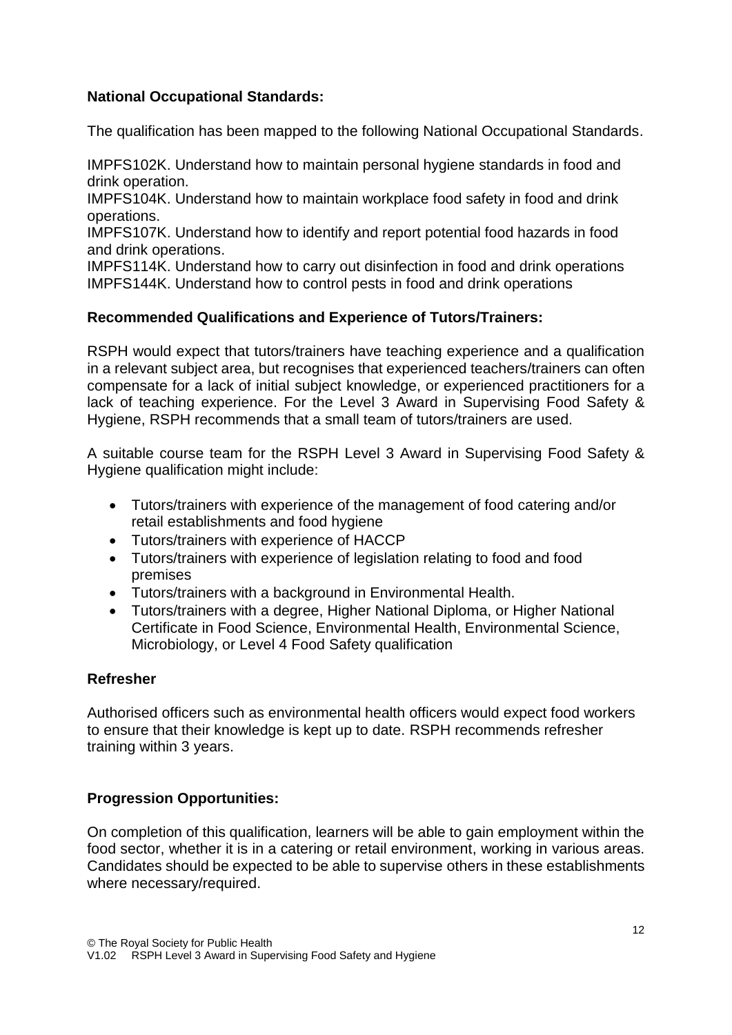**National Occupational Standards:**

The qualification has been mapped to the following National Occupational Standards.

IMPFS102K. Understand how to maintain personal hygiene standards in food and drink operation.
IMPFS104K. Understand how to maintain workplace food safety in food and drink operations.
IMPFS107K. Understand how to identify and report potential food hazards in food and drink operations.
IMPFS114K. Understand how to carry out disinfection in food and drink operations
IMPFS144K. Understand how to control pests in food and drink operations

**Recommended Qualifications and Experience of Tutors/Trainers:**

RSPH would expect that tutors/trainers have teaching experience and a qualification in a relevant subject area, but recognises that experienced teachers/trainers can often compensate for a lack of initial subject knowledge, or experienced practitioners for a lack of teaching experience. For the Level 3 Award in Supervising Food Safety & Hygiene, RSPH recommends that a small team of tutors/trainers are used.

A suitable course team for the RSPH Level 3 Award in Supervising Food Safety & Hygiene qualification might include:

- Tutors/trainers with experience of the management of food catering and/or retail establishments and food hygiene
- Tutors/trainers with experience of HACCP
- Tutors/trainers with experience of legislation relating to food and food premises
- Tutors/trainers with a background in Environmental Health.
- Tutors/trainers with a degree, Higher National Diploma, or Higher National Certificate in Food Science, Environmental Health, Environmental Science, Microbiology, or Level 4 Food Safety qualification

**Refresher**

Authorised officers such as environmental health officers would expect food workers to ensure that their knowledge is kept up to date. RSPH recommends refresher training within 3 years.

**Progression Opportunities:**

On completion of this qualification, learners will be able to gain employment within the food sector, whether it is in a catering or retail environment, working in various areas. Candidates should be expected to be able to supervise others in these establishments where necessary/required.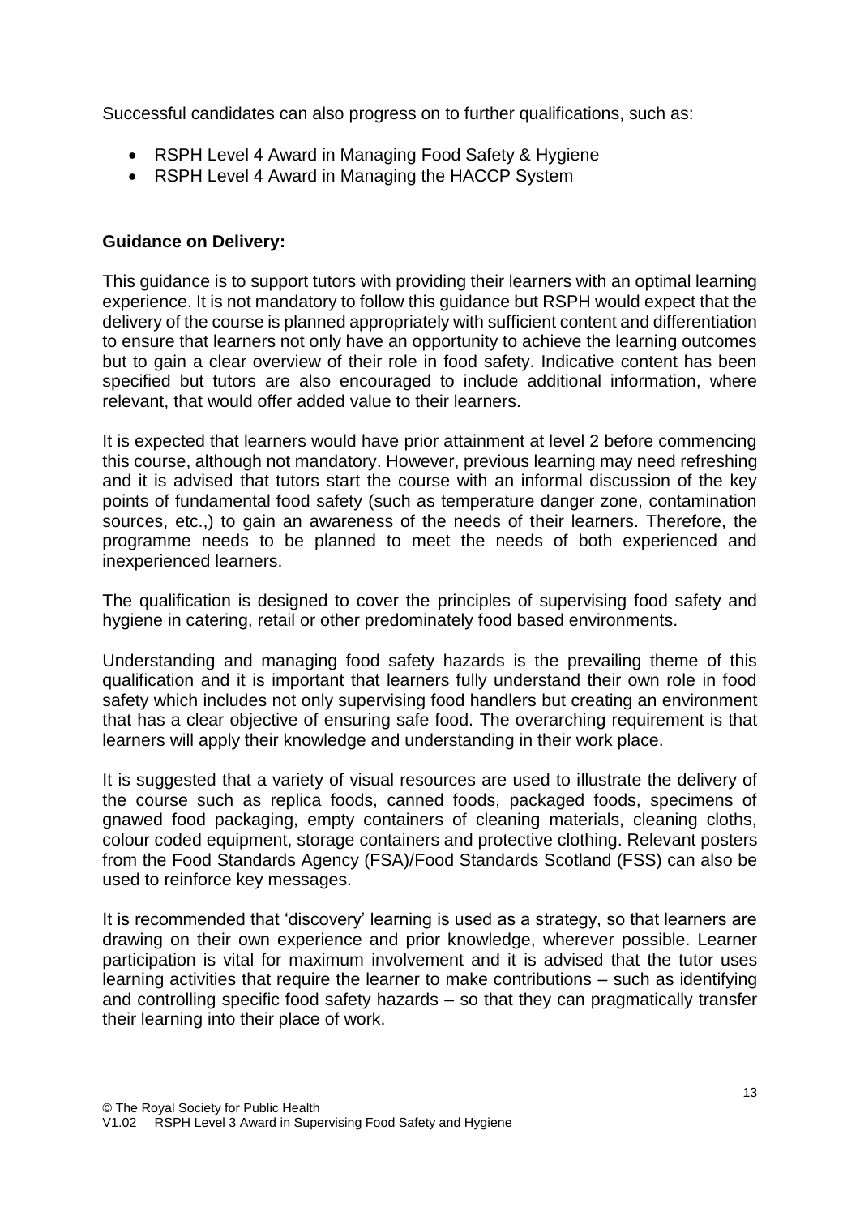Successful candidates can also progress on to further qualifications, such as:

- RSPH Level 4 Award in Managing Food Safety & Hygiene
- RSPH Level 4 Award in Managing the HACCP System

**Guidance on Delivery:**

This guidance is to support tutors with providing their learners with an optimal learning experience. It is not mandatory to follow this guidance but RSPH would expect that the delivery of the course is planned appropriately with sufficient content and differentiation to ensure that learners not only have an opportunity to achieve the learning outcomes but to gain a clear overview of their role in food safety. Indicative content has been specified but tutors are also encouraged to include additional information, where relevant, that would offer added value to their learners.

It is expected that learners would have prior attainment at level 2 before commencing this course, although not mandatory. However, previous learning may need refreshing and it is advised that tutors start the course with an informal discussion of the key points of fundamental food safety (such as temperature danger zone, contamination sources, etc.,) to gain an awareness of the needs of their learners. Therefore, the programme needs to be planned to meet the needs of both experienced and inexperienced learners.

The qualification is designed to cover the principles of supervising food safety and hygiene in catering, retail or other predominately food based environments.

Understanding and managing food safety hazards is the prevailing theme of this qualification and it is important that learners fully understand their own role in food safety which includes not only supervising food handlers but creating an environment that has a clear objective of ensuring safe food. The overarching requirement is that learners will apply their knowledge and understanding in their work place.

It is suggested that a variety of visual resources are used to illustrate the delivery of the course such as replica foods, canned foods, packaged foods, specimens of gnawed food packaging, empty containers of cleaning materials, cleaning cloths, colour coded equipment, storage containers and protective clothing. Relevant posters from the Food Standards Agency (FSA)/Food Standards Scotland (FSS) can also be used to reinforce key messages.

It is recommended that 'discovery' learning is used as a strategy, so that learners are drawing on their own experience and prior knowledge, wherever possible. Learner participation is vital for maximum involvement and it is advised that the tutor uses learning activities that require the learner to make contributions – such as identifying and controlling specific food safety hazards – so that they can pragmatically transfer their learning into their place of work.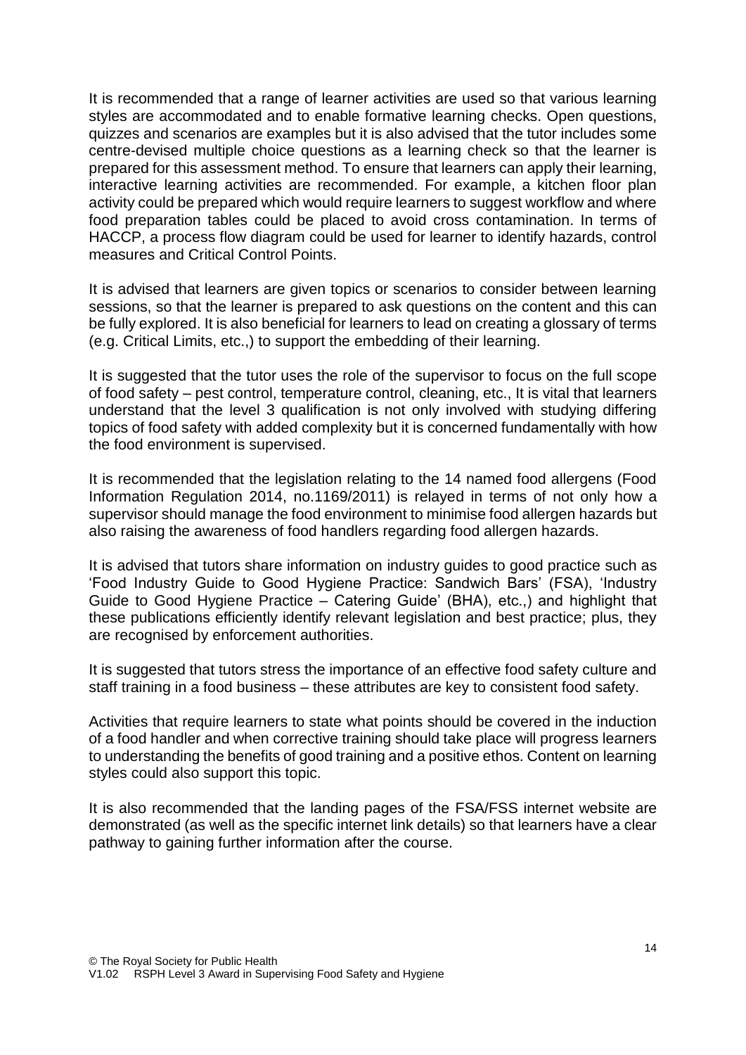It is recommended that a range of learner activities are used so that various learning styles are accommodated and to enable formative learning checks. Open questions, quizzes and scenarios are examples but it is also advised that the tutor includes some centre-devised multiple choice questions as a learning check so that the learner is prepared for this assessment method. To ensure that learners can apply their learning, interactive learning activities are recommended. For example, a kitchen floor plan activity could be prepared which would require learners to suggest workflow and where food preparation tables could be placed to avoid cross contamination. In terms of HACCP, a process flow diagram could be used for learner to identify hazards, control measures and Critical Control Points.

It is advised that learners are given topics or scenarios to consider between learning sessions, so that the learner is prepared to ask questions on the content and this can be fully explored. It is also beneficial for learners to lead on creating a glossary of terms (e.g. Critical Limits, etc.,) to support the embedding of their learning.

It is suggested that the tutor uses the role of the supervisor to focus on the full scope of food safety – pest control, temperature control, cleaning, etc., It is vital that learners understand that the level 3 qualification is not only involved with studying differing topics of food safety with added complexity but it is concerned fundamentally with how the food environment is supervised.

It is recommended that the legislation relating to the 14 named food allergens (Food Information Regulation 2014, no.1169/2011) is relayed in terms of not only how a supervisor should manage the food environment to minimise food allergen hazards but also raising the awareness of food handlers regarding food allergen hazards.

It is advised that tutors share information on industry guides to good practice such as 'Food Industry Guide to Good Hygiene Practice: Sandwich Bars' (FSA), 'Industry Guide to Good Hygiene Practice – Catering Guide' (BHA), etc.,) and highlight that these publications efficiently identify relevant legislation and best practice; plus, they are recognised by enforcement authorities.

It is suggested that tutors stress the importance of an effective food safety culture and staff training in a food business – these attributes are key to consistent food safety.

Activities that require learners to state what points should be covered in the induction of a food handler and when corrective training should take place will progress learners to understanding the benefits of good training and a positive ethos. Content on learning styles could also support this topic.

It is also recommended that the landing pages of the FSA/FSS internet website are demonstrated (as well as the specific internet link details) so that learners have a clear pathway to gaining further information after the course.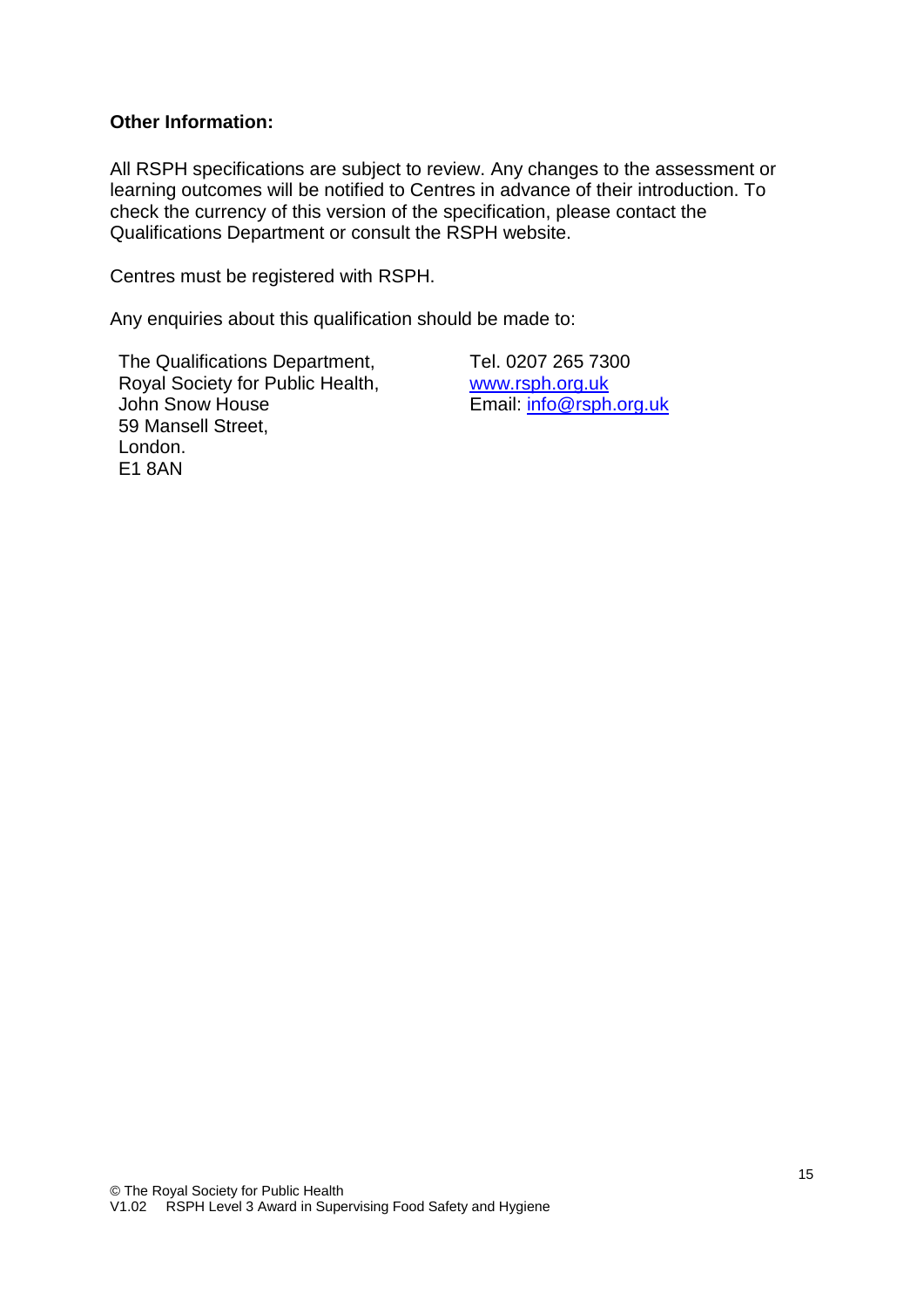**Other Information:**

All RSPH specifications are subject to review. Any changes to the assessment or learning outcomes will be notified to Centres in advance of their introduction. To check the currency of this version of the specification, please contact the Qualifications Department or consult the RSPH website.

Centres must be registered with RSPH.

Any enquiries about this qualification should be made to:

The Qualifications Department,
Royal Society for Public Health,
John Snow House
59 Mansell Street,
London.
E1 8AN

Tel. 0207 265 7300
www.rsph.org.uk
Email: info@rsph.org.uk